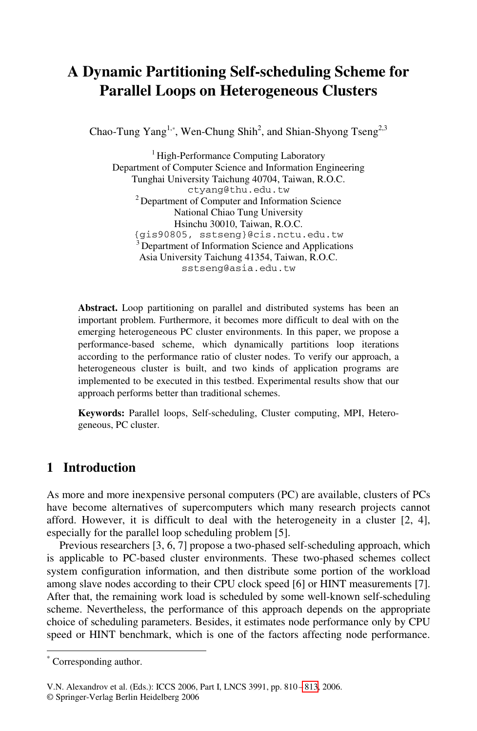# A Dynamic Partitioning Self-scheduling Scheme for Parallel Loops on Heterogeneous Clusters

Chao-Tung Yang[1,*], Wen-Chung Shih[2], and Shian-Shyong Tseng[2,3]

[1] High-Performance Computing Laboratory
Department of Computer Science and Information Engineering
Tunghai University Taichung 40704, Taiwan, R.O.C.
ctyang@thu.edu.tw

[2] Department of Computer and Information Science
National Chiao Tung University
Hsinchu 30010, Taiwan, R.O.C.
{gis90805, sstseng}@cis.nctu.edu.tw

[3] Department of Information Science and Applications
Asia University Taichung 41354, Taiwan, R.O.C.
sstseng@asia.edu.tw

**Abstract.** Loop partitioning on parallel and distributed systems has been an important problem. Furthermore, it becomes more difficult to deal with on the emerging heterogeneous PC cluster environments. In this paper, we propose a performance-based scheme, which dynamically partitions loop iterations according to the performance ratio of cluster nodes. To verify our approach, a heterogeneous cluster is built, and two kinds of application programs are implemented to be executed in this testbed. Experimental results show that our approach performs better than traditional schemes.

**Keywords:** Parallel loops, Self-scheduling, Cluster computing, MPI, Heterogeneous, PC cluster.

## 1 Introduction

As more and more inexpensive personal computers (PC) are available, clusters of PCs have become alternatives of supercomputers which many research projects cannot afford. However, it is difficult to deal with the heterogeneity in a cluster [2, 4], especially for the parallel loop scheduling problem [5].

Previous researchers [3, 6, 7] propose a two-phased self-scheduling approach, which is applicable to PC-based cluster environments. These two-phased schemes collect system configuration information, and then distribute some portion of the workload among slave nodes according to their CPU clock speed [6] or HINT measurements [7]. After that, the remaining work load is scheduled by some well-known self-scheduling scheme. Nevertheless, the performance of this approach depends on the appropriate choice of scheduling parameters. Besides, it estimates node performance only by CPU speed or HINT benchmark, which is one of the factors affecting node performance.

[*] Corresponding author.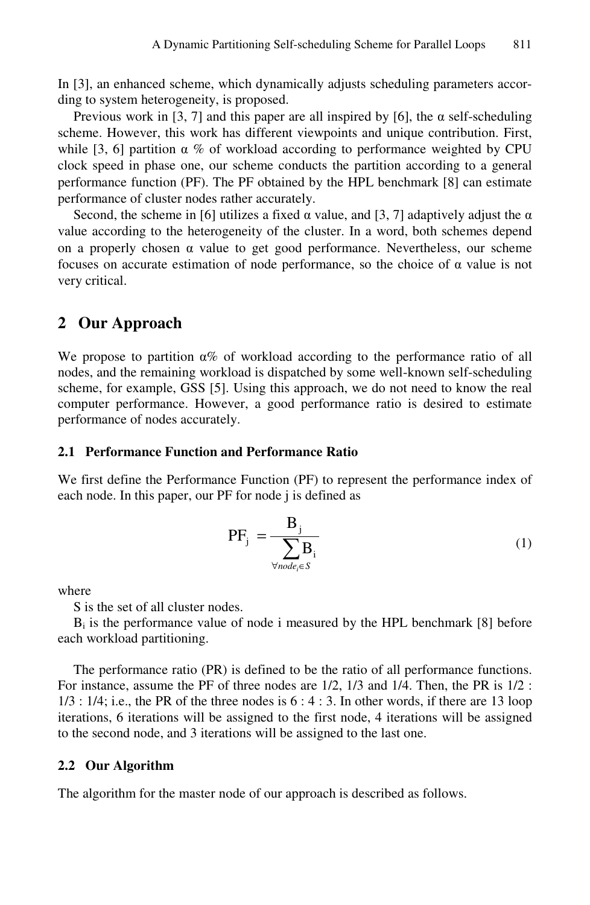In [3], an enhanced scheme, which dynamically adjusts scheduling parameters according to system heterogeneity, is proposed.

Previous work in [3, 7] and this paper are all inspired by [6], the α self-scheduling scheme. However, this work has different viewpoints and unique contribution. First, while [3, 6] partition α % of workload according to performance weighted by CPU clock speed in phase one, our scheme conducts the partition according to a general performance function (PF). The PF obtained by the HPL benchmark [8] can estimate performance of cluster nodes rather accurately.

Second, the scheme in [6] utilizes a fixed α value, and [3, 7] adaptively adjust the α value according to the heterogeneity of the cluster. In a word, both schemes depend on a properly chosen α value to get good performance. Nevertheless, our scheme focuses on accurate estimation of node performance, so the choice of α value is not very critical.

## 2 Our Approach

We propose to partition α% of workload according to the performance ratio of all nodes, and the remaining workload is dispatched by some well-known self-scheduling scheme, for example, GSS [5]. Using this approach, we do not need to know the real computer performance. However, a good performance ratio is desired to estimate performance of nodes accurately.

### 2.1 Performance Function and Performance Ratio

We first define the Performance Function (PF) to represent the performance index of each node. In this paper, our PF for node j is defined as

$$PF_j = \frac{B_j}{\sum_{\forall node_i \in S} B_i} \tag{1}$$

where

S is the set of all cluster nodes.

$B_i$ is the performance value of node i measured by the HPL benchmark [8] before each workload partitioning.

The performance ratio (PR) is defined to be the ratio of all performance functions. For instance, assume the PF of three nodes are 1/2, 1/3 and 1/4. Then, the PR is 1/2 : 1/3 : 1/4; i.e., the PR of the three nodes is 6 : 4 : 3. In other words, if there are 13 loop iterations, 6 iterations will be assigned to the first node, 4 iterations will be assigned to the second node, and 3 iterations will be assigned to the last one.

### 2.2 Our Algorithm

The algorithm for the master node of our approach is described as follows.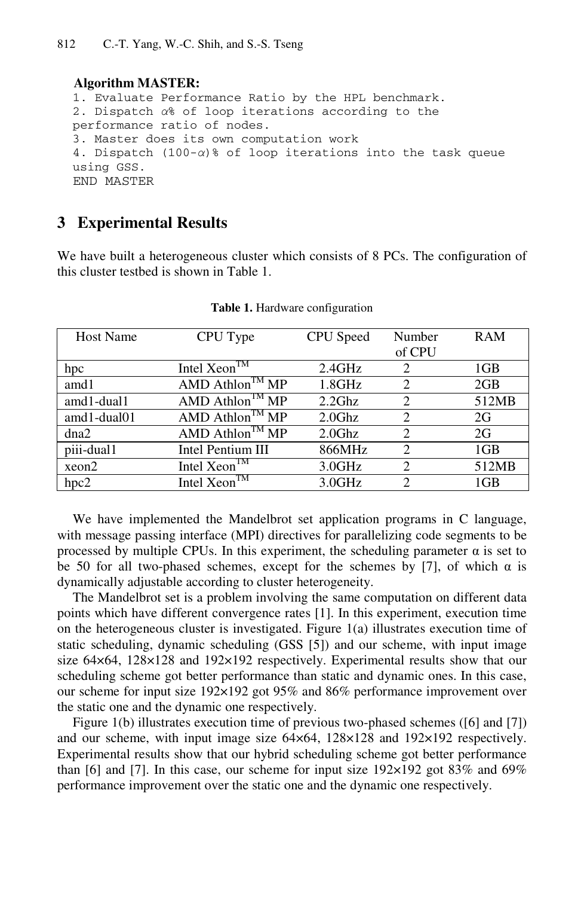**Algorithm MASTER:**

```
1. Evaluate Performance Ratio by the HPL benchmark.
2. Dispatch α% of loop iterations according to the
performance ratio of nodes.
3. Master does its own computation work
4. Dispatch (100-α)% of loop iterations into the task queue
using GSS.
END MASTER
```

## 3 Experimental Results

We have built a heterogeneous cluster which consists of 8 PCs. The configuration of this cluster testbed is shown in Table 1.

**Table 1.** Hardware configuration

| Host Name | CPU Type | CPU Speed | Number of CPU | RAM |
|---|---|---|---|---|
| hpc | Intel Xeon™ | 2.4GHz | 2 | 1GB |
| amd1 | AMD Athlon™ MP | 1.8GHz | 2 | 2GB |
| amd1-dual1 | AMD Athlon™ MP | 2.2Ghz | 2 | 512MB |
| amd1-dual01 | AMD Athlon™ MP | 2.0Ghz | 2 | 2G |
| dna2 | AMD Athlon™ MP | 2.0Ghz | 2 | 2G |
| piii-dual1 | Intel Pentium III | 866MHz | 2 | 1GB |
| xeon2 | Intel Xeon™ | 3.0GHz | 2 | 512MB |
| hpc2 | Intel Xeon™ | 3.0GHz | 2 | 1GB |

We have implemented the Mandelbrot set application programs in C language, with message passing interface (MPI) directives for parallelizing code segments to be processed by multiple CPUs. In this experiment, the scheduling parameter α is set to be 50 for all two-phased schemes, except for the schemes by [7], of which α is dynamically adjustable according to cluster heterogeneity.

The Mandelbrot set is a problem involving the same computation on different data points which have different convergence rates [1]. In this experiment, execution time on the heterogeneous cluster is investigated. Figure 1(a) illustrates execution time of static scheduling, dynamic scheduling (GSS [5]) and our scheme, with input image size 64×64, 128×128 and 192×192 respectively. Experimental results show that our scheduling scheme got better performance than static and dynamic ones. In this case, our scheme for input size 192×192 got 95% and 86% performance improvement over the static one and the dynamic one respectively.

Figure 1(b) illustrates execution time of previous two-phased schemes ([6] and [7]) and our scheme, with input image size 64×64, 128×128 and 192×192 respectively. Experimental results show that our hybrid scheduling scheme got better performance than [6] and [7]. In this case, our scheme for input size 192×192 got 83% and 69% performance improvement over the static one and the dynamic one respectively.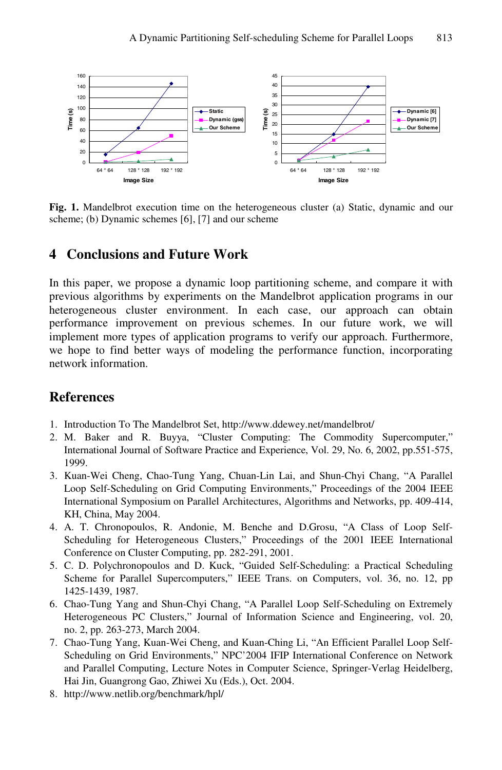160
140
120
100
80
60
40
20
0

Time (s)

64 * 64 128 * 128 192 * 192

Image Size

Static
Dynamic (gss)
Our Scheme

45
40
35
30
25
20
15
10
5
0

Time (s)

64 * 64 128 * 128 192 * 192

Image Size

Dynamic [6]
Dynamic [7]
Our Scheme

**Fig. 1.** Mandelbrot execution time on the heterogeneous cluster (a) Static, dynamic and our scheme; (b) Dynamic schemes [6], [7] and our scheme

## 4 Conclusions and Future Work

In this paper, we propose a dynamic loop partitioning scheme, and compare it with previous algorithms by experiments on the Mandelbrot application programs in our heterogeneous cluster environment. In each case, our approach can obtain performance improvement on previous schemes. In our future work, we will implement more types of application programs to verify our approach. Furthermore, we hope to find better ways of modeling the performance function, incorporating network information.

## References

1. Introduction To The Mandelbrot Set, http://www.ddewey.net/mandelbrot/
2. M. Baker and R. Buyya, "Cluster Computing: The Commodity Supercomputer," International Journal of Software Practice and Experience, Vol. 29, No. 6, 2002, pp.551-575, 1999.
3. Kuan-Wei Cheng, Chao-Tung Yang, Chuan-Lin Lai, and Shun-Chyi Chang, "A Parallel Loop Self-Scheduling on Grid Computing Environments," Proceedings of the 2004 IEEE International Symposium on Parallel Architectures, Algorithms and Networks, pp. 409-414, KH, China, May 2004.
4. A. T. Chronopoulos, R. Andonie, M. Benche and D.Grosu, "A Class of Loop Self-Scheduling for Heterogeneous Clusters," Proceedings of the 2001 IEEE International Conference on Cluster Computing, pp. 282-291, 2001.
5. C. D. Polychronopoulos and D. Kuck, "Guided Self-Scheduling: a Practical Scheduling Scheme for Parallel Supercomputers," IEEE Trans. on Computers, vol. 36, no. 12, pp 1425-1439, 1987.
6. Chao-Tung Yang and Shun-Chyi Chang, "A Parallel Loop Self-Scheduling on Extremely Heterogeneous PC Clusters," Journal of Information Science and Engineering, vol. 20, no. 2, pp. 263-273, March 2004.
7. Chao-Tung Yang, Kuan-Wei Cheng, and Kuan-Ching Li, "An Efficient Parallel Loop Self-Scheduling on Grid Environments," NPC'2004 IFIP International Conference on Network and Parallel Computing, Lecture Notes in Computer Science, Springer-Verlag Heidelberg, Hai Jin, Guangrong Gao, Zhiwei Xu (Eds.), Oct. 2004.
8. http://www.netlib.org/benchmark/hpl/